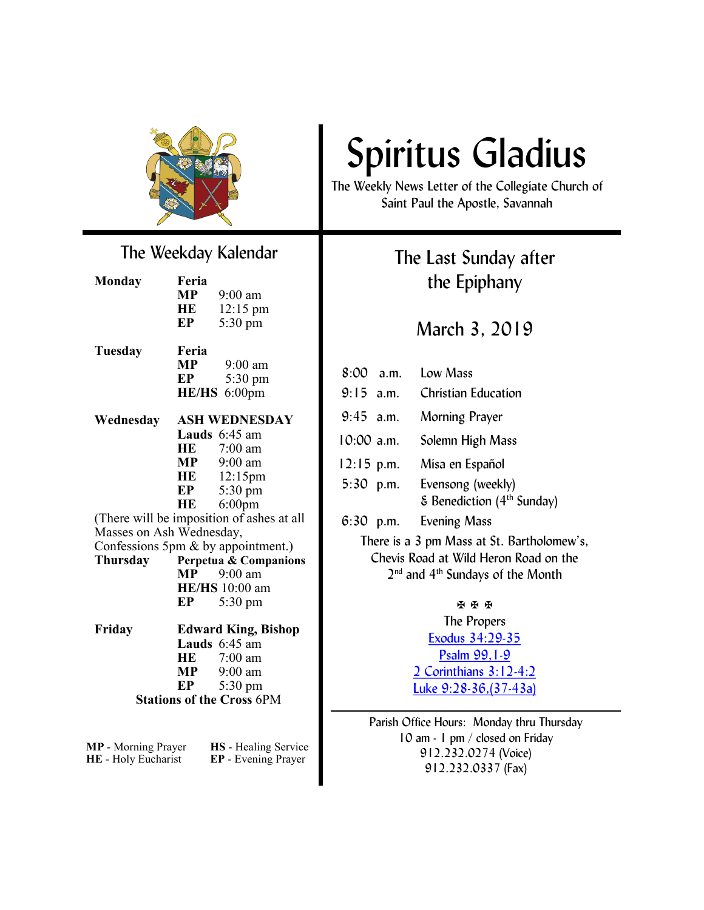# Spiritus Gladius

The Weekly News Letter of the Collegiate Church of Saint Paul the Apostle, Savannah

## The Last Sunday after the Epiphany

### March 3, 2019

| | |
|---|---|
| 8:00 a.m. | Low Mass |
| 9:15 a.m. | Christian Education |
| 9:45 a.m. | Morning Prayer |
| 10:00 a.m. | Solemn High Mass |
| 12:15 p.m. | Misa en Español |
| 5:30 p.m. | Evensong (weekly) & Benediction (4th Sunday) |
| 6:30 p.m. | Evening Mass |

There is a 3 pm Mass at St. Bartholomew's, Chevis Road at Wild Heron Road on the 2nd and 4th Sundays of the Month

✠ ✠ ✠

The Propers

Exodus 34:29-35

Psalm 99,1-9

2 Corinthians 3:12-4:2

Luke 9:28-36,(37-43a)

Parish Office Hours: Monday thru Thursday
10 am - 1 pm / closed on Friday
912.232.0274 (Voice)
912.232.0337 (Fax)

## The Weekday Kalendar

**Monday** — **Feria**
- **MP** 9:00 am
- **HE** 12:15 pm
- **EP** 5:30 pm

**Tuesday** — **Feria**
- **MP** 9:00 am
- **EP** 5:30 pm
- **HE/HS** 6:00pm

**Wednesday** — **ASH WEDNESDAY**
- **Lauds** 6:45 am
- **HE** 7:00 am
- **MP** 9:00 am
- **HE** 12:15pm
- **EP** 5:30 pm
- **HE** 6:00pm

(There will be imposition of ashes at all Masses on Ash Wednesday, Confessions 5pm & by appointment.)

**Thursday** — **Perpetua & Companions**
- **MP** 9:00 am
- **HE/HS** 10:00 am
- **EP** 5:30 pm

**Friday** — **Edward King, Bishop**
- **Lauds** 6:45 am
- **HE** 7:00 am
- **MP** 9:00 am
- **EP** 5:30 pm

**Stations of the Cross** 6PM

**MP** - Morning Prayer
**HE** - Holy Eucharist
**HS** - Healing Service
**EP** - Evening Prayer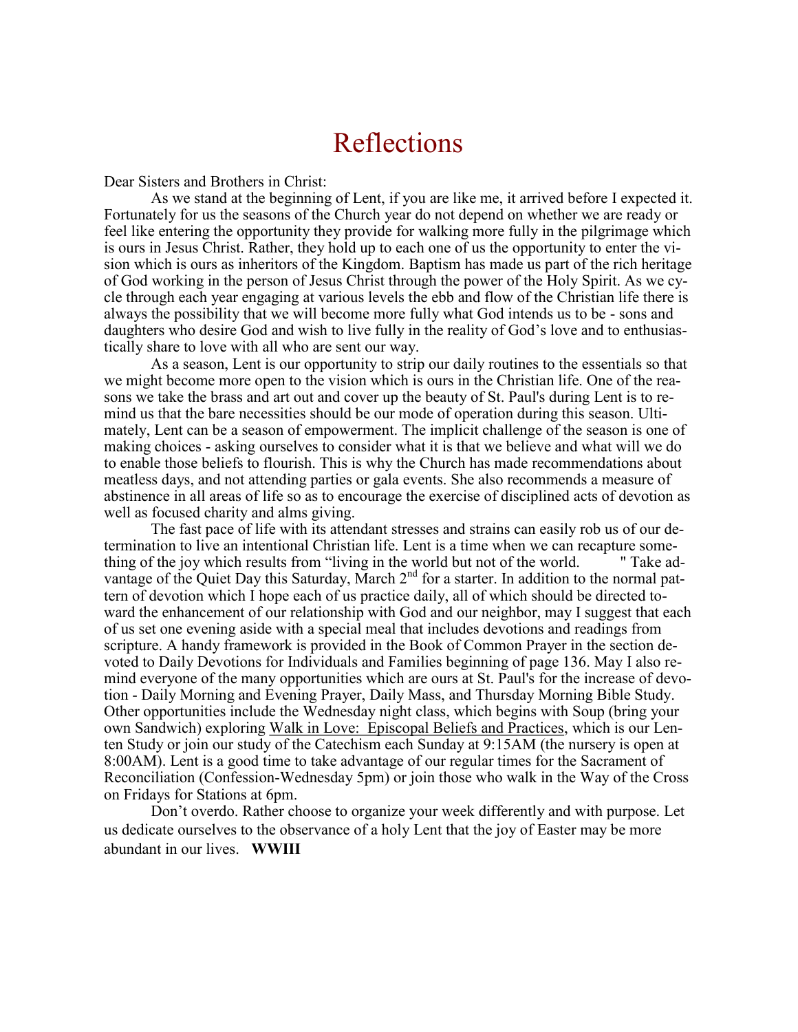# Reflections

Dear Sisters and Brothers in Christ:

As we stand at the beginning of Lent, if you are like me, it arrived before I expected it. Fortunately for us the seasons of the Church year do not depend on whether we are ready or feel like entering the opportunity they provide for walking more fully in the pilgrimage which is ours in Jesus Christ. Rather, they hold up to each one of us the opportunity to enter the vision which is ours as inheritors of the Kingdom. Baptism has made us part of the rich heritage of God working in the person of Jesus Christ through the power of the Holy Spirit. As we cycle through each year engaging at various levels the ebb and flow of the Christian life there is always the possibility that we will become more fully what God intends us to be - sons and daughters who desire God and wish to live fully in the reality of God's love and to enthusiastically share to love with all who are sent our way.

As a season, Lent is our opportunity to strip our daily routines to the essentials so that we might become more open to the vision which is ours in the Christian life. One of the reasons we take the brass and art out and cover up the beauty of St. Paul's during Lent is to remind us that the bare necessities should be our mode of operation during this season. Ultimately, Lent can be a season of empowerment. The implicit challenge of the season is one of making choices - asking ourselves to consider what it is that we believe and what will we do to enable those beliefs to flourish. This is why the Church has made recommendations about meatless days, and not attending parties or gala events. She also recommends a measure of abstinence in all areas of life so as to encourage the exercise of disciplined acts of devotion as well as focused charity and alms giving.

The fast pace of life with its attendant stresses and strains can easily rob us of our determination to live an intentional Christian life. Lent is a time when we can recapture something of the joy which results from "living in the world but not of the world." Take advantage of the Quiet Day this Saturday, March 2nd for a starter. In addition to the normal pattern of devotion which I hope each of us practice daily, all of which should be directed toward the enhancement of our relationship with God and our neighbor, may I suggest that each of us set one evening aside with a special meal that includes devotions and readings from scripture. A handy framework is provided in the Book of Common Prayer in the section devoted to Daily Devotions for Individuals and Families beginning of page 136. May I also remind everyone of the many opportunities which are ours at St. Paul's for the increase of devotion - Daily Morning and Evening Prayer, Daily Mass, and Thursday Morning Bible Study. Other opportunities include the Wednesday night class, which begins with Soup (bring your own Sandwich) exploring <u>Walk in Love: Episcopal Beliefs and Practices</u>, which is our Lenten Study or join our study of the Catechism each Sunday at 9:15AM (the nursery is open at 8:00AM). Lent is a good time to take advantage of our regular times for the Sacrament of Reconciliation (Confession-Wednesday 5pm) or join those who walk in the Way of the Cross on Fridays for Stations at 6pm.

Don't overdo. Rather choose to organize your week differently and with purpose. Let us dedicate ourselves to the observance of a holy Lent that the joy of Easter may be more abundant in our lives. **WWIII**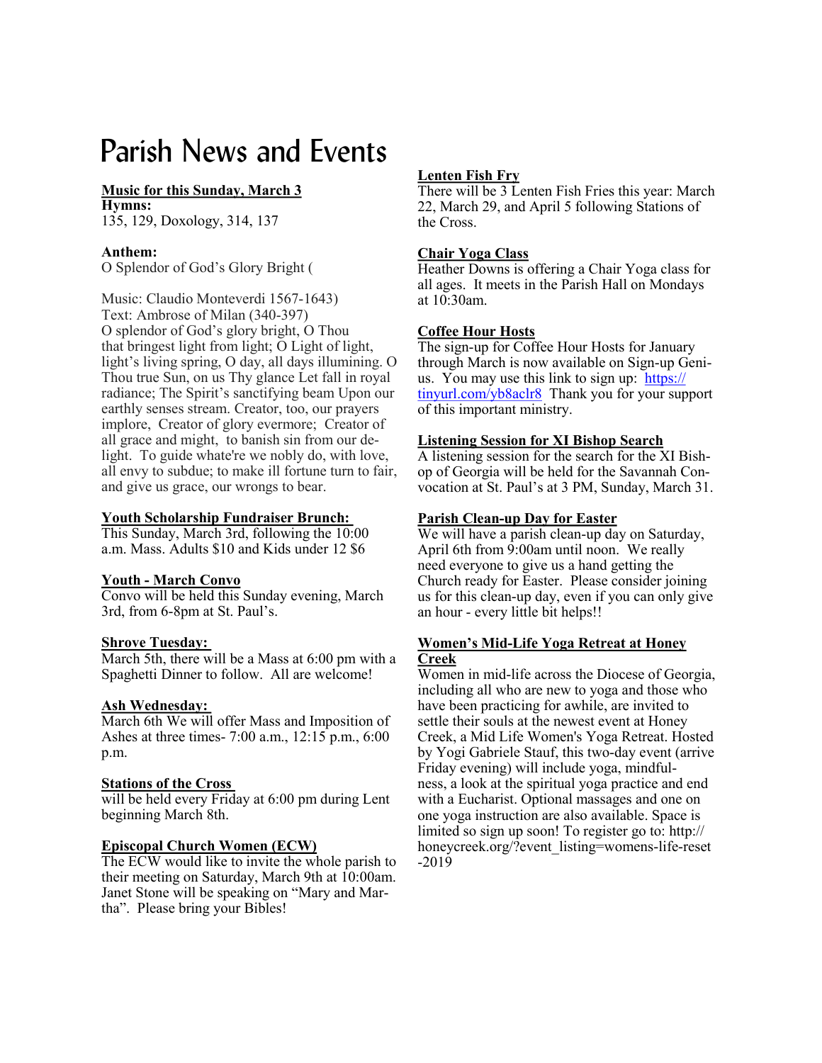# Parish News and Events

**Music for this Sunday, March 3**

**Hymns:**
135, 129, Doxology, 314, 137

**Anthem:**
O Splendor of God's Glory Bright (

Music: Claudio Monteverdi 1567-1643)
Text: Ambrose of Milan (340-397)
O splendor of God's glory bright, O Thou that bringest light from light; O Light of light, light's living spring, O day, all days illumining. O Thou true Sun, on us Thy glance Let fall in royal radiance; The Spirit's sanctifying beam Upon our earthly senses stream. Creator, too, our prayers implore, Creator of glory evermore; Creator of all grace and might, to banish sin from our delight. To guide whate're we nobly do, with love, all envy to subdue; to make ill fortune turn to fair, and give us grace, our wrongs to bear.

**Youth Scholarship Fundraiser Brunch:**
This Sunday, March 3rd, following the 10:00 a.m. Mass. Adults $10 and Kids under 12 $6

**Youth - March Convo**
Convo will be held this Sunday evening, March 3rd, from 6-8pm at St. Paul's.

**Shrove Tuesday:**
March 5th, there will be a Mass at 6:00 pm with a Spaghetti Dinner to follow. All are welcome!

**Ash Wednesday:**
March 6th We will offer Mass and Imposition of Ashes at three times- 7:00 a.m., 12:15 p.m., 6:00 p.m.

**Stations of the Cross**
will be held every Friday at 6:00 pm during Lent beginning March 8th.

**Episcopal Church Women (ECW)**
The ECW would like to invite the whole parish to their meeting on Saturday, March 9th at 10:00am. Janet Stone will be speaking on "Mary and Martha". Please bring your Bibles!

**Lenten Fish Fry**
There will be 3 Lenten Fish Fries this year: March 22, March 29, and April 5 following Stations of the Cross.

**Chair Yoga Class**
Heather Downs is offering a Chair Yoga class for all ages. It meets in the Parish Hall on Mondays at 10:30am.

**Coffee Hour Hosts**
The sign-up for Coffee Hour Hosts for January through March is now available on Sign-up Genius. You may use this link to sign up: https://tinyurl.com/yb8aclr8 Thank you for your support of this important ministry.

**Listening Session for XI Bishop Search**
A listening session for the search for the XI Bishop of Georgia will be held for the Savannah Convocation at St. Paul's at 3 PM, Sunday, March 31.

**Parish Clean-up Day for Easter**
We will have a parish clean-up day on Saturday, April 6th from 9:00am until noon. We really need everyone to give us a hand getting the Church ready for Easter. Please consider joining us for this clean-up day, even if you can only give an hour - every little bit helps!!

**Women's Mid-Life Yoga Retreat at Honey Creek**
Women in mid-life across the Diocese of Georgia, including all who are new to yoga and those who have been practicing for awhile, are invited to settle their souls at the newest event at Honey Creek, a Mid Life Women's Yoga Retreat. Hosted by Yogi Gabriele Stauf, this two-day event (arrive Friday evening) will include yoga, mindfulness, a look at the spiritual yoga practice and end with a Eucharist. Optional massages and one on one yoga instruction are also available. Space is limited so sign up soon! To register go to: http://honeycreek.org/?event_listing=womens-life-reset-2019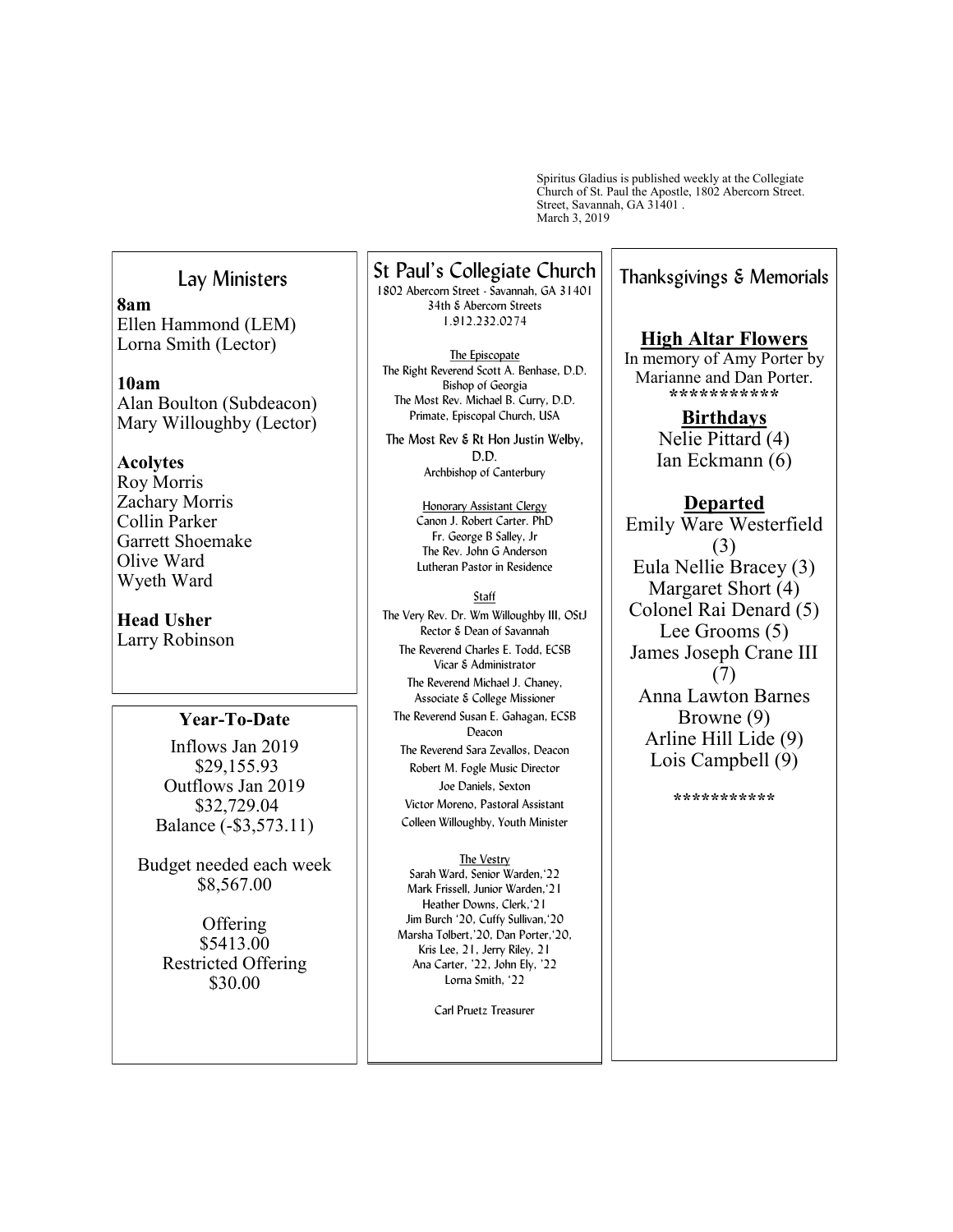Spiritus Gladius is published weekly at the Collegiate Church of St. Paul the Apostle, 1802 Abercorn Street. Street, Savannah, GA 31401 .
March 3, 2019

## Lay Ministers

**8am**
Ellen Hammond (LEM)
Lorna Smith (Lector)

**10am**
Alan Boulton (Subdeacon)
Mary Willoughby (Lector)

**Acolytes**
Roy Morris
Zachary Morris
Collin Parker
Garrett Shoemake
Olive Ward
Wyeth Ward

**Head Usher**
Larry Robinson

## Year-To-Date

Inflows Jan 2019
$29,155.93
Outflows Jan 2019
$32,729.04
Balance (-$3,573.11)

Budget needed each week
$8,567.00

Offering
$5413.00
Restricted Offering
$30.00

## St Paul's Collegiate Church

1802 Abercorn Street - Savannah, GA 31401
34th & Abercorn Streets
1.912.232.0274

The Episcopate
The Right Reverend Scott A. Benhase, D.D.
Bishop of Georgia
The Most Rev. Michael B. Curry, D.D.
Primate, Episcopal Church, USA
The Most Rev & Rt Hon Justin Welby, D.D.
Archbishop of Canterbury

Honorary Assistant Clergy
Canon J. Robert Carter. PhD
Fr. George B Salley, Jr
The Rev. John G Anderson
Lutheran Pastor in Residence

Staff
The Very Rev. Dr. Wm Willoughby III, OStJ
Rector & Dean of Savannah
The Reverend Charles E. Todd, ECSB
Vicar & Administrator
The Reverend Michael J. Chaney,
Associate & College Missioner
The Reverend Susan E. Gahagan, ECSB
Deacon
The Reverend Sara Zevallos, Deacon
Robert M. Fogle Music Director
Joe Daniels, Sexton
Victor Moreno, Pastoral Assistant
Colleen Willoughby, Youth Minister

The Vestry
Sarah Ward, Senior Warden,'22
Mark Frissell, Junior Warden,'21
Heather Downs, Clerk,'21
Jim Burch '20, Cuffy Sullivan,'20
Marsha Tolbert,'20, Dan Porter,'20,
Kris Lee, 21, Jerry Riley, 21
Ana Carter, '22, John Ely, '22
Lorna Smith, '22

Carl Pruetz Treasurer

## Thanksgivings & Memorials

**High Altar Flowers**

In memory of Amy Porter by Marianne and Dan Porter.

\*\*\*\*\*\*\*\*\*\*\*

**Birthdays**

Nelie Pittard (4)
Ian Eckmann (6)

**Departed**

Emily Ware Westerfield (3)
Eula Nellie Bracey (3)
Margaret Short (4)
Colonel Rai Denard (5)
Lee Grooms (5)
James Joseph Crane III (7)
Anna Lawton Barnes Browne (9)
Arline Hill Lide (9)
Lois Campbell (9)

\*\*\*\*\*\*\*\*\*\*